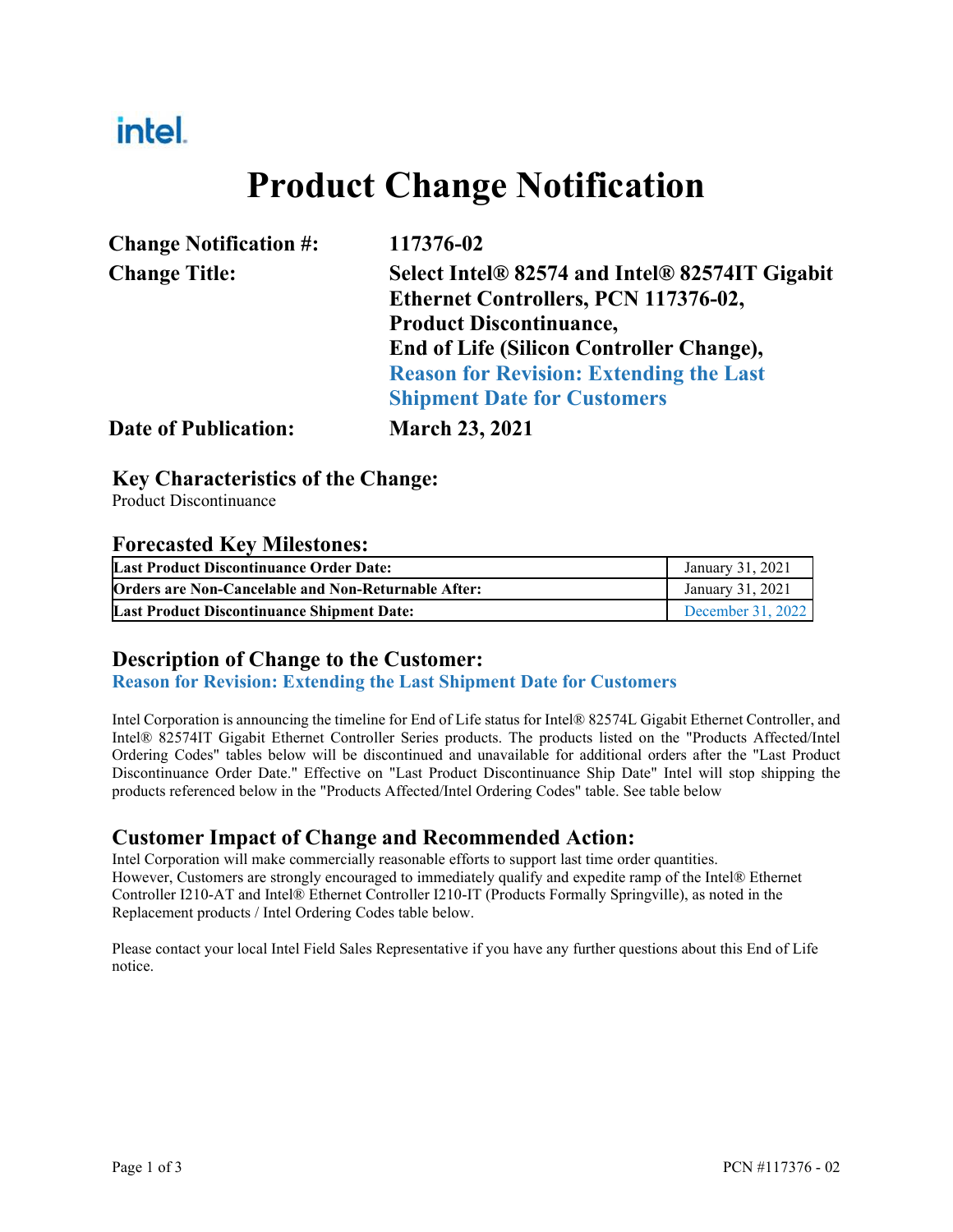intel.

# Product Change Notification

| | |
|---|---|
| **Change Notification #:** | **117376-02** |
| **Change Title:** | **Select Intel® 82574 and Intel® 82574IT Gigabit Ethernet Controllers, PCN 117376-02, Product Discontinuance, End of Life (Silicon Controller Change), Reason for Revision: Extending the Last Shipment Date for Customers** |
| **Date of Publication:** | **March 23, 2021** |

## Key Characteristics of the Change:

Product Discontinuance

## Forecasted Key Milestones:

| | |
|---|---|
| **Last Product Discontinuance Order Date:** | January 31, 2021 |
| **Orders are Non-Cancelable and Non-Returnable After:** | January 31, 2021 |
| **Last Product Discontinuance Shipment Date:** | December 31, 2022 |

## Description of Change to the Customer:

**Reason for Revision: Extending the Last Shipment Date for Customers**

Intel Corporation is announcing the timeline for End of Life status for Intel® 82574L Gigabit Ethernet Controller, and Intel® 82574IT Gigabit Ethernet Controller Series products. The products listed on the "Products Affected/Intel Ordering Codes" tables below will be discontinued and unavailable for additional orders after the "Last Product Discontinuance Order Date." Effective on "Last Product Discontinuance Ship Date" Intel will stop shipping the products referenced below in the "Products Affected/Intel Ordering Codes" table. See table below

## Customer Impact of Change and Recommended Action:

Intel Corporation will make commercially reasonable efforts to support last time order quantities.
However, Customers are strongly encouraged to immediately qualify and expedite ramp of the Intel® Ethernet Controller I210-AT and Intel® Ethernet Controller I210-IT (Products Formally Springville), as noted in the Replacement products / Intel Ordering Codes table below.

Please contact your local Intel Field Sales Representative if you have any further questions about this End of Life notice.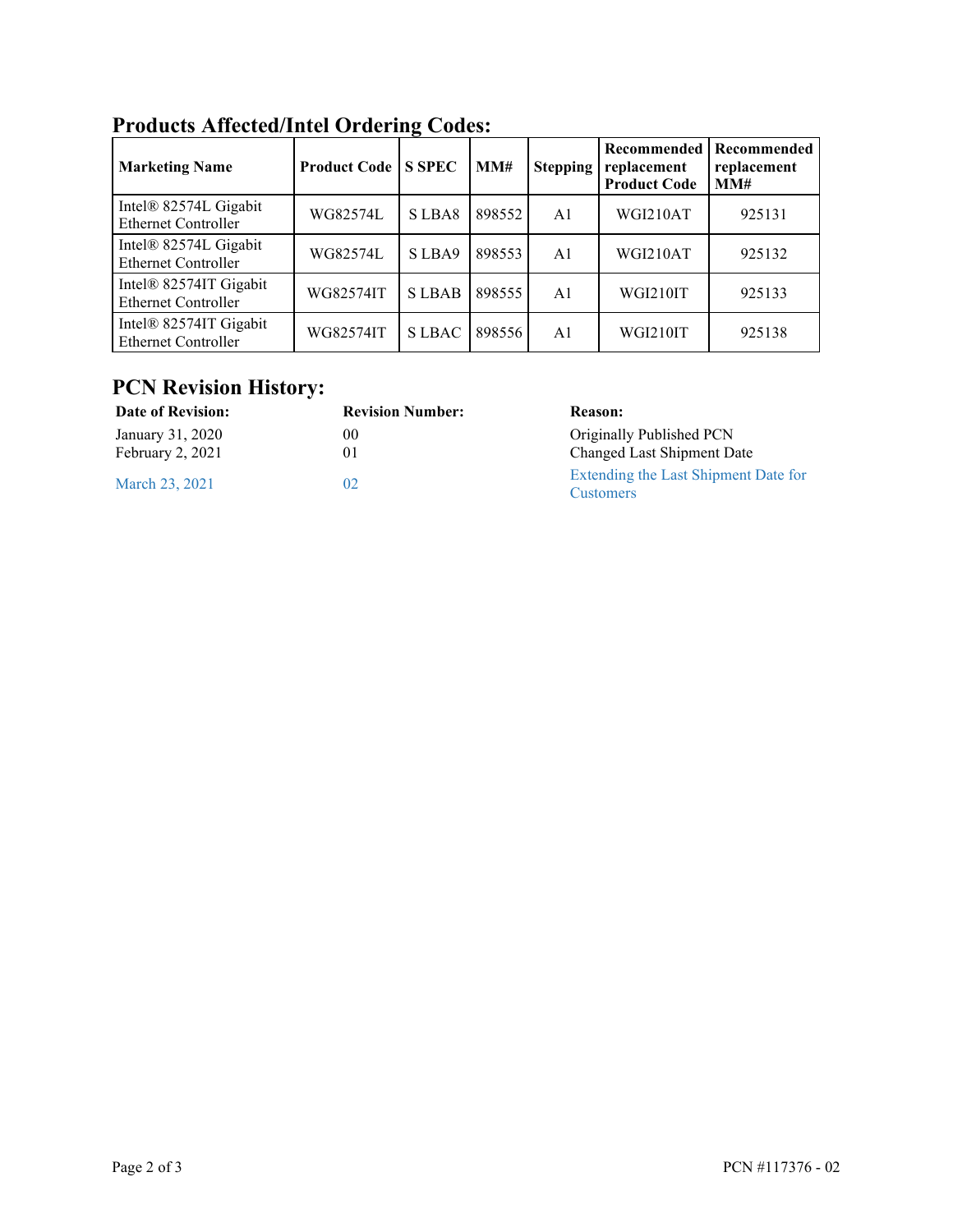## Products Affected/Intel Ordering Codes:

| Marketing Name | Product Code | S SPEC | MM# | Stepping | Recommended replacement Product Code | Recommended replacement MM# |
|---|---|---|---|---|---|---|
| Intel® 82574L Gigabit Ethernet Controller | WG82574L | S LBA8 | 898552 | A1 | WGI210AT | 925131 |
| Intel® 82574L Gigabit Ethernet Controller | WG82574L | S LBA9 | 898553 | A1 | WGI210AT | 925132 |
| Intel® 82574IT Gigabit Ethernet Controller | WG82574IT | S LBAB | 898555 | A1 | WGI210IT | 925133 |
| Intel® 82574IT Gigabit Ethernet Controller | WG82574IT | S LBAC | 898556 | A1 | WGI210IT | 925138 |

## PCN Revision History:

| Date of Revision: | Revision Number: | Reason: |
|---|---|---|
| January 31, 2020 | 00 | Originally Published PCN |
| February 2, 2021 | 01 | Changed Last Shipment Date |
| March 23, 2021 | 02 | Extending the Last Shipment Date for Customers |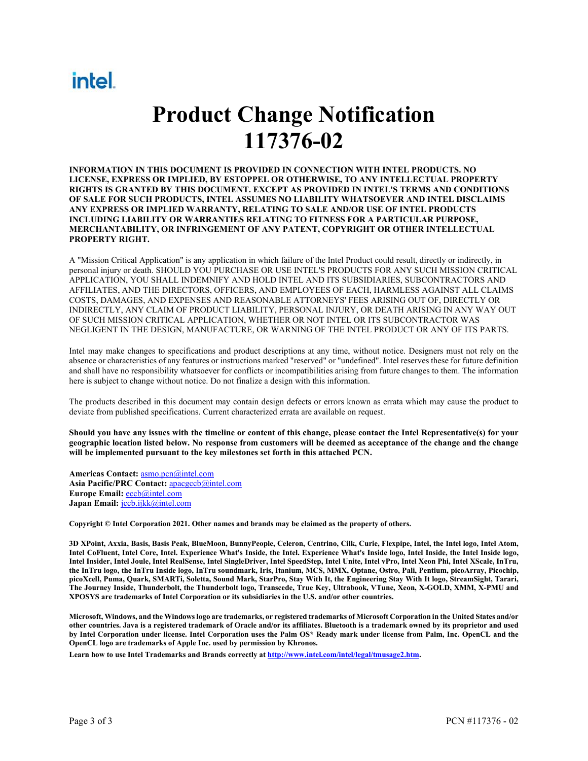intel.

# Product Change Notification 117376-02

**INFORMATION IN THIS DOCUMENT IS PROVIDED IN CONNECTION WITH INTEL PRODUCTS. NO LICENSE, EXPRESS OR IMPLIED, BY ESTOPPEL OR OTHERWISE, TO ANY INTELLECTUAL PROPERTY RIGHTS IS GRANTED BY THIS DOCUMENT. EXCEPT AS PROVIDED IN INTEL'S TERMS AND CONDITIONS OF SALE FOR SUCH PRODUCTS, INTEL ASSUMES NO LIABILITY WHATSOEVER AND INTEL DISCLAIMS ANY EXPRESS OR IMPLIED WARRANTY, RELATING TO SALE AND/OR USE OF INTEL PRODUCTS INCLUDING LIABILITY OR WARRANTIES RELATING TO FITNESS FOR A PARTICULAR PURPOSE, MERCHANTABILITY, OR INFRINGEMENT OF ANY PATENT, COPYRIGHT OR OTHER INTELLECTUAL PROPERTY RIGHT.**

A "Mission Critical Application" is any application in which failure of the Intel Product could result, directly or indirectly, in personal injury or death. SHOULD YOU PURCHASE OR USE INTEL'S PRODUCTS FOR ANY SUCH MISSION CRITICAL APPLICATION, YOU SHALL INDEMNIFY AND HOLD INTEL AND ITS SUBSIDIARIES, SUBCONTRACTORS AND AFFILIATES, AND THE DIRECTORS, OFFICERS, AND EMPLOYEES OF EACH, HARMLESS AGAINST ALL CLAIMS COSTS, DAMAGES, AND EXPENSES AND REASONABLE ATTORNEYS' FEES ARISING OUT OF, DIRECTLY OR INDIRECTLY, ANY CLAIM OF PRODUCT LIABILITY, PERSONAL INJURY, OR DEATH ARISING IN ANY WAY OUT OF SUCH MISSION CRITICAL APPLICATION, WHETHER OR NOT INTEL OR ITS SUBCONTRACTOR WAS NEGLIGENT IN THE DESIGN, MANUFACTURE, OR WARNING OF THE INTEL PRODUCT OR ANY OF ITS PARTS.

Intel may make changes to specifications and product descriptions at any time, without notice. Designers must not rely on the absence or characteristics of any features or instructions marked "reserved" or "undefined". Intel reserves these for future definition and shall have no responsibility whatsoever for conflicts or incompatibilities arising from future changes to them. The information here is subject to change without notice. Do not finalize a design with this information.

The products described in this document may contain design defects or errors known as errata which may cause the product to deviate from published specifications. Current characterized errata are available on request.

**Should you have any issues with the timeline or content of this change, please contact the Intel Representative(s) for your geographic location listed below. No response from customers will be deemed as acceptance of the change and the change will be implemented pursuant to the key milestones set forth in this attached PCN.**

**Americas Contact:** asmo.pcn@intel.com
**Asia Pacific/PRC Contact:** apacgccb@intel.com
**Europe Email:** eccb@intel.com
**Japan Email:** jccb.ijkk@intel.com

**Copyright © Intel Corporation 2021. Other names and brands may be claimed as the property of others.**

**3D XPoint, Axxia, Basis, Basis Peak, BlueMoon, BunnyPeople, Celeron, Centrino, Cilk, Curie, Flexpipe, Intel, the Intel logo, Intel Atom, Intel CoFluent, Intel Core, Intel. Experience What's Inside, the Intel. Experience What's Inside logo, Intel Inside, the Intel Inside logo, Intel Insider, Intel Joule, Intel RealSense, Intel SingleDriver, Intel SpeedStep, Intel Unite, Intel vPro, Intel Xeon Phi, Intel XScale, InTru, the InTru logo, the InTru Inside logo, InTru soundmark, Iris, Itanium, MCS, MMX, Optane, Ostro, Pali, Pentium, picoArray, Picochip, picoXcell, Puma, Quark, SMARTi, Soletta, Sound Mark, StarPro, Stay With It, the Engineering Stay With It logo, StreamSight, Tarari, The Journey Inside, Thunderbolt, the Thunderbolt logo, Transcede, True Key, Ultrabook, VTune, Xeon, X-GOLD, XMM, X-PMU and XPOSYS are trademarks of Intel Corporation or its subsidiaries in the U.S. and/or other countries.**

**Microsoft, Windows, and the Windows logo are trademarks, or registered trademarks of Microsoft Corporation in the United States and/or other countries. Java is a registered trademark of Oracle and/or its affiliates. Bluetooth is a trademark owned by its proprietor and used by Intel Corporation under license. Intel Corporation uses the Palm OS* Ready mark under license from Palm, Inc. OpenCL and the OpenCL logo are trademarks of Apple Inc. used by permission by Khronos.**

**Learn how to use Intel Trademarks and Brands correctly at http://www.intel.com/intel/legal/tmusage2.htm.**